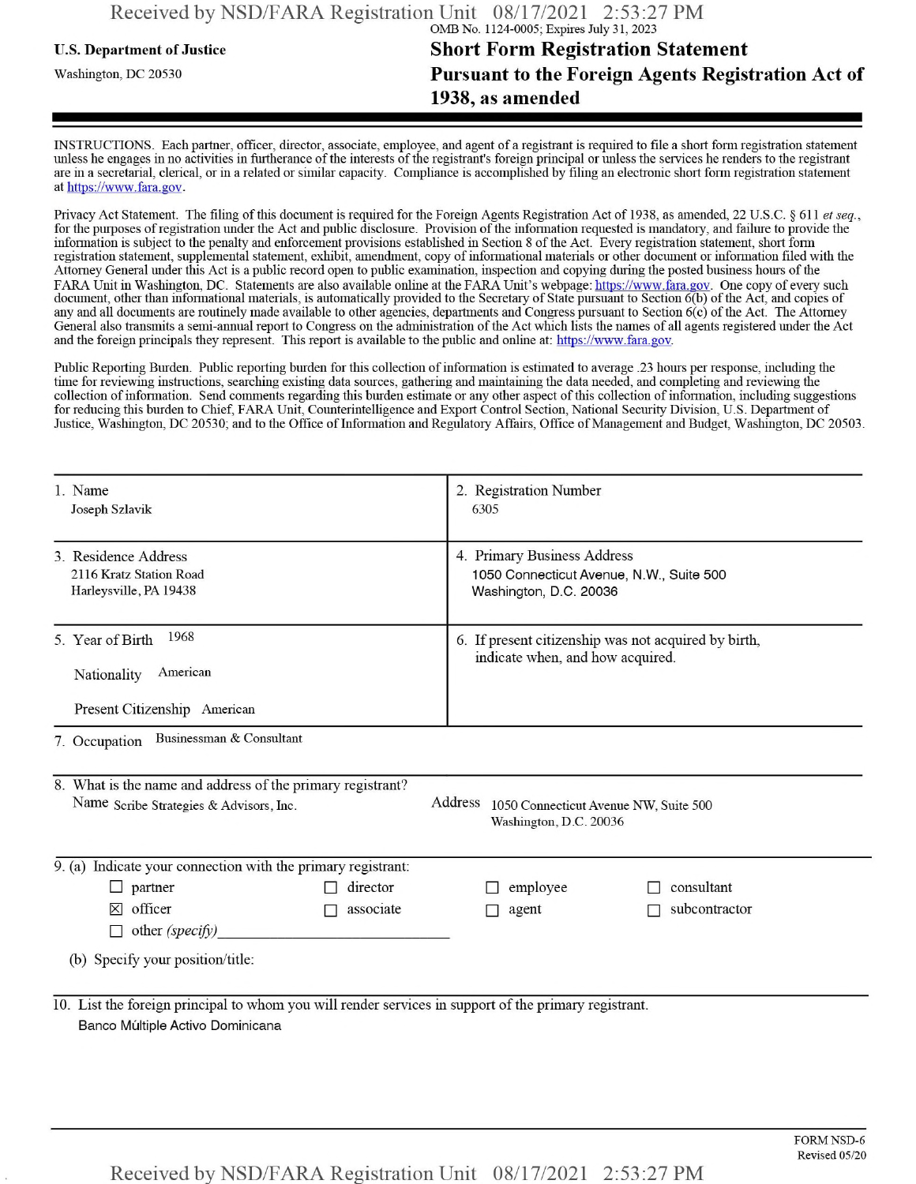U.S. Department of Justice

Washington, DC 20530

OMB No. 1124-0005; Expires July 31, 2023

# Short Form Registration Statement Pursuant to the Foreign Agents Registration Act of 1938, as amended

INSTRUCTIONS. Each partner, officer, director, associate, employee, and agent of a registrant is required to file a short form registration statement unless he engages in no activities in furtherance of the interests of the registrant's foreign principal or unless the services he renders to the registrant are in a secretarial, clerical, or in a related or similar capacity. Compliance is accomplished by filing an electronic short form registration statement at https://www.fara.gov.

Privacy Act Statement. The filing of this document is required for the Foreign Agents Registration Act of 1938, as amended, 22 U.S.C. § 611 *et seq.*, for the purposes of registration under the Act and public disclosure. Provision of the information requested is mandatory, and failure to provide the information is subject to the penalty and enforcement provisions established in Section 8 of the Act. Every registration statement, short form registration statement, supplemental statement, exhibit, amendment, copy of informational materials or other document or information filed with the Attorney General under this Act is a public record open to public examination, inspection and copying during the posted business hours of the FARA Unit in Washington, DC. Statements are also available online at the FARA Unit's webpage: https://www.fara.gov. One copy of every such document, other than informational materials, is automatically provided to the Secretary of State pursuant to Section 6(b) of the Act, and copies of any and all documents are routinely made available to other agencies, departments and Congress pursuant to Section 6(c) of the Act. The Attorney General also transmits a semi-annual report to Congress on the administration of the Act which lists the names of all agents registered under the Act and the foreign principals they represent. This report is available to the public and online at: https://www.fara.gov.

Public Reporting Burden. Public reporting burden for this collection of information is estimated to average .23 hours per response, including the time for reviewing instructions, searching existing data sources, gathering and maintaining the data needed, and completing and reviewing the collection of information. Send comments regarding this burden estimate or any other aspect of this collection of information, including suggestions for reducing this burden to Chief, FARA Unit, Counterintelligence and Export Control Section, National Security Division, U.S. Department of Justice, Washington, DC 20530; and to the Office of Information and Regulatory Affairs, Office of Management and Budget, Washington, DC 20503.

| | |
|---|---|
| 1. Name<br>Joseph Szlavik | 2. Registration Number<br>6305 |
| 3. Residence Address<br>2116 Kratz Station Road<br>Harleysville, PA 19438 | 4. Primary Business Address<br>1050 Connecticut Avenue, N.W., Suite 500<br>Washington, D.C. 20036 |
| 5. Year of Birth 1968<br>Nationality American<br>Present Citizenship American | 6. If present citizenship was not acquired by birth, indicate when, and how acquired. |

7. Occupation Businessman & Consultant

8. What is the name and address of the primary registrant?

Name Scribe Strategies & Advisors, Inc.

Address 1050 Connecticut Avenue NW, Suite 500
Washington, D.C. 20036

9. (a) Indicate your connection with the primary registrant:

- ☐ partner
- ☒ officer
- ☐ other *(specify)*
- ☐ director
- ☐ associate
- ☐ employee
- ☐ agent
- ☐ consultant
- ☐ subcontractor

(b) Specify your position/title:

10. List the foreign principal to whom you will render services in support of the primary registrant.

Banco Múltiple Activo Dominicana

FORM NSD-6
Revised 05/20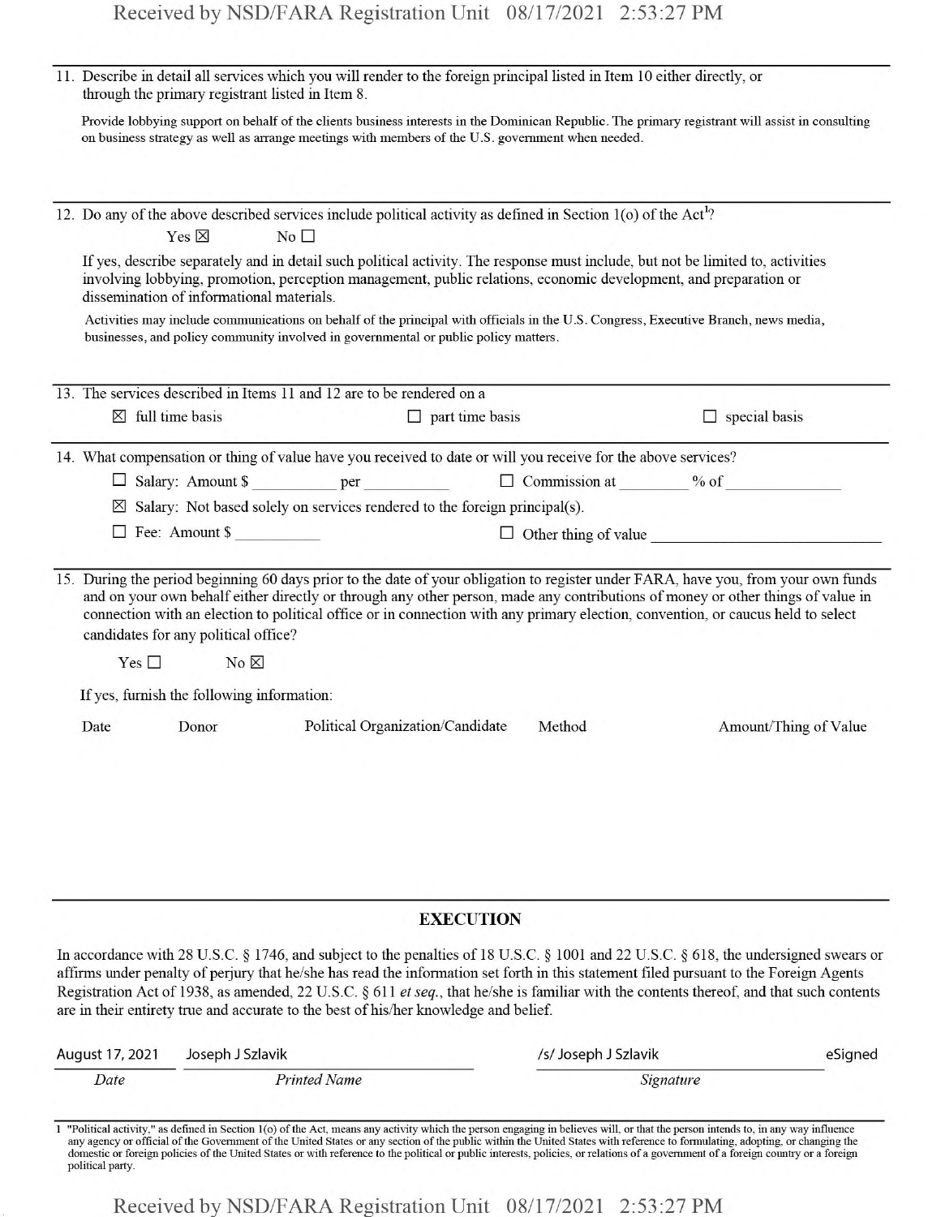11. Describe in detail all services which you will render to the foreign principal listed in Item 10 either directly, or through the primary registrant listed in Item 8.

Provide lobbying support on behalf of the clients business interests in the Dominican Republic. The primary registrant will assist in consulting on business strategy as well as arrange meetings with members of the U.S. government when needed.

12. Do any of the above described services include political activity as defined in Section 1(o) of the Act[1]?

Yes ☒ No ☐

If yes, describe separately and in detail such political activity. The response must include, but not be limited to, activities involving lobbying, promotion, perception management, public relations, economic development, and preparation or dissemination of informational materials.

Activities may include communications on behalf of the principal with officials in the U.S. Congress, Executive Branch, news media, businesses, and policy community involved in governmental or public policy matters.

13. The services described in Items 11 and 12 are to be rendered on a

☒ full time basis ☐ part time basis ☐ special basis

14. What compensation or thing of value have you received to date or will you receive for the above services?

☐ Salary: Amount $ ________ per ________ ☐ Commission at ________ % of ____________

☒ Salary: Not based solely on services rendered to the foreign principal(s).

☐ Fee: Amount $ ________ ☐ Other thing of value ____________

15. During the period beginning 60 days prior to the date of your obligation to register under FARA, have you, from your own funds and on your own behalf either directly or through any other person, made any contributions of money or other things of value in connection with an election to political office or in connection with any primary election, convention, or caucus held to select candidates for any political office?

Yes ☐ No ☒

If yes, furnish the following information:

| Date | Donor | Political Organization/Candidate | Method | Amount/Thing of Value |
|---|---|---|---|---|

## EXECUTION

In accordance with 28 U.S.C. § 1746, and subject to the penalties of 18 U.S.C. § 1001 and 22 U.S.C. § 618, the undersigned swears or affirms under penalty of perjury that he/she has read the information set forth in this statement filed pursuant to the Foreign Agents Registration Act of 1938, as amended, 22 U.S.C. § 611 *et seq.*, that he/she is familiar with the contents thereof, and that such contents are in their entirety true and accurate to the best of his/her knowledge and belief.

| August 17, 2021 | Joseph J Szlavik | /s/ Joseph J Szlavik eSigned |
|---|---|---|
| *Date* | *Printed Name* | *Signature* |

1 "Political activity," as defined in Section 1(o) of the Act, means any activity which the person engaging in believes will, or that the person intends to, in any way influence any agency or official of the Government of the United States or any section of the public within the United States with reference to formulating, adopting, or changing the domestic or foreign policies of the United States or with reference to the political or public interests, policies, or relations of a government of a foreign country or a foreign political party.